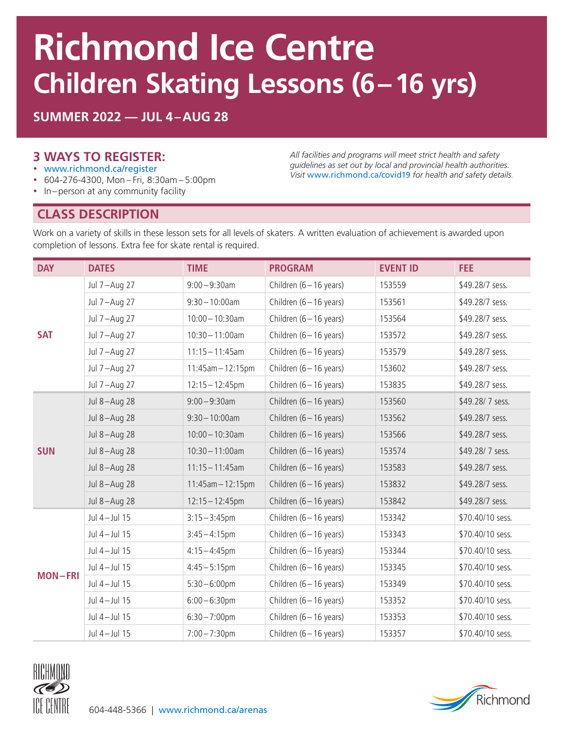# Richmond Ice Centre

# Children Skating Lessons (6–16 yrs)

**SUMMER 2022 — JUL 4–AUG 28**

## 3 WAYS TO REGISTER:

- www.richmond.ca/register
- 604-276-4300, Mon–Fri, 8:30am–5:00pm
- In–person at any community facility

*All facilities and programs will meet strict health and safety guidelines as set out by local and provincial health authorities. Visit www.richmond.ca/covid19 for health and safety details.*

## CLASS DESCRIPTION

Work on a variety of skills in these lesson sets for all levels of skaters. A written evaluation of achievement is awarded upon completion of lessons. Extra fee for skate rental is required.

| DAY | DATES | TIME | PROGRAM | EVENT ID | FEE |
|---|---|---|---|---|---|
| SAT | Jul 7–Aug 27 | 9:00–9:30am | Children (6–16 years) | 153559 | $49.28/7 sess. |
| | Jul 7–Aug 27 | 9:30–10:00am | Children (6–16 years) | 153561 | $49.28/7 sess. |
| | Jul 7–Aug 27 | 10:00–10:30am | Children (6–16 years) | 153564 | $49.28/7 sess. |
| | Jul 7–Aug 27 | 10:30–11:00am | Children (6–16 years) | 153572 | $49.28/7 sess. |
| | Jul 7–Aug 27 | 11:15–11:45am | Children (6–16 years) | 153579 | $49.28/7 sess. |
| | Jul 7–Aug 27 | 11:45am–12:15pm | Children (6–16 years) | 153602 | $49.28/7 sess. |
| | Jul 7–Aug 27 | 12:15–12:45pm | Children (6–16 years) | 153835 | $49.28/7 sess. |
| SUN | Jul 8–Aug 28 | 9:00–9:30am | Children (6–16 years) | 153560 | $49.28/ 7 sess. |
| | Jul 8–Aug 28 | 9:30–10:00am | Children (6–16 years) | 153562 | $49.28/7 sess. |
| | Jul 8–Aug 28 | 10:00–10:30am | Children (6–16 years) | 153566 | $49.28/7 sess. |
| | Jul 8–Aug 28 | 10:30–11:00am | Children (6–16 years) | 153574 | $49.28/ 7 sess. |
| | Jul 8–Aug 28 | 11:15–11:45am | Children (6–16 years) | 153583 | $49.28/7 sess. |
| | Jul 8–Aug 28 | 11:45am–12:15pm | Children (6–16 years) | 153832 | $49.28/7 sess. |
| | Jul 8–Aug 28 | 12:15–12:45pm | Children (6–16 years) | 153842 | $49.28/7 sess. |
| MON–FRI | Jul 4–Jul 15 | 3:15–3:45pm | Children (6–16 years) | 153342 | $70.40/10 sess. |
| | Jul 4–Jul 15 | 3:45–4:15pm | Children (6–16 years) | 153343 | $70.40/10 sess. |
| | Jul 4–Jul 15 | 4:15–4:45pm | Children (6–16 years) | 153344 | $70.40/10 sess. |
| | Jul 4–Jul 15 | 4:45–5:15pm | Children (6–16 years) | 153345 | $70.40/10 sess. |
| | Jul 4–Jul 15 | 5:30–6:00pm | Children (6–16 years) | 153349 | $70.40/10 sess. |
| | Jul 4–Jul 15 | 6:00–6:30pm | Children (6–16 years) | 153352 | $70.40/10 sess. |
| | Jul 4–Jul 15 | 6:30–7:00pm | Children (6–16 years) | 153353 | $70.40/10 sess. |
| | Jul 4–Jul 15 | 7:00–7:30pm | Children (6–16 years) | 153357 | $70.40/10 sess. |

RICHMOND ICE CENTRE

604-448-5366 | www.richmond.ca/arenas

Richmond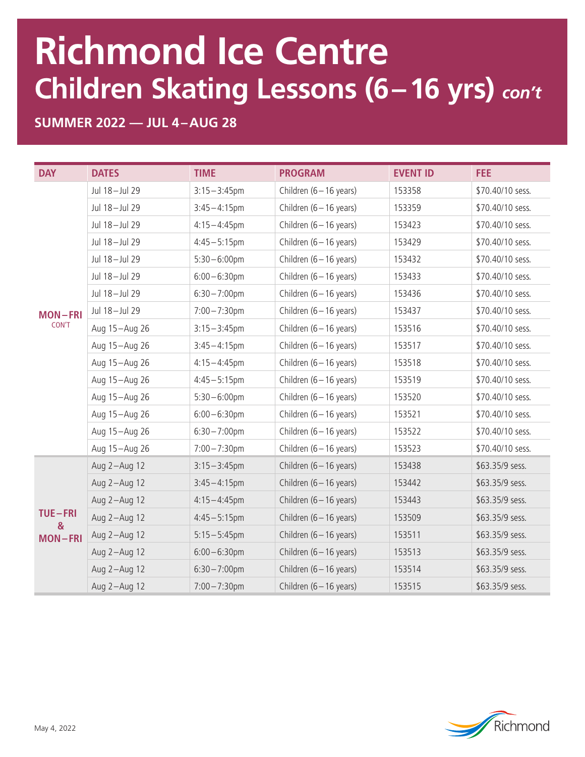# Richmond Ice Centre

## Children Skating Lessons (6–16 yrs) *con't*

**SUMMER 2022 — JUL 4–AUG 28**

| DAY | DATES | TIME | PROGRAM | EVENT ID | FEE |
|---|---|---|---|---|---|
| MON–FRI CON'T | Jul 18–Jul 29 | 3:15–3:45pm | Children (6–16 years) | 153358 | $70.40/10 sess. |
| | Jul 18–Jul 29 | 3:45–4:15pm | Children (6–16 years) | 153359 | $70.40/10 sess. |
| | Jul 18–Jul 29 | 4:15–4:45pm | Children (6–16 years) | 153423 | $70.40/10 sess. |
| | Jul 18–Jul 29 | 4:45–5:15pm | Children (6–16 years) | 153429 | $70.40/10 sess. |
| | Jul 18–Jul 29 | 5:30–6:00pm | Children (6–16 years) | 153432 | $70.40/10 sess. |
| | Jul 18–Jul 29 | 6:00–6:30pm | Children (6–16 years) | 153433 | $70.40/10 sess. |
| | Jul 18–Jul 29 | 6:30–7:00pm | Children (6–16 years) | 153436 | $70.40/10 sess. |
| | Jul 18–Jul 29 | 7:00–7:30pm | Children (6–16 years) | 153437 | $70.40/10 sess. |
| | Aug 15–Aug 26 | 3:15–3:45pm | Children (6–16 years) | 153516 | $70.40/10 sess. |
| | Aug 15–Aug 26 | 3:45–4:15pm | Children (6–16 years) | 153517 | $70.40/10 sess. |
| | Aug 15–Aug 26 | 4:15–4:45pm | Children (6–16 years) | 153518 | $70.40/10 sess. |
| | Aug 15–Aug 26 | 4:45–5:15pm | Children (6–16 years) | 153519 | $70.40/10 sess. |
| | Aug 15–Aug 26 | 5:30–6:00pm | Children (6–16 years) | 153520 | $70.40/10 sess. |
| | Aug 15–Aug 26 | 6:00–6:30pm | Children (6–16 years) | 153521 | $70.40/10 sess. |
| | Aug 15–Aug 26 | 6:30–7:00pm | Children (6–16 years) | 153522 | $70.40/10 sess. |
| | Aug 15–Aug 26 | 7:00–7:30pm | Children (6–16 years) | 153523 | $70.40/10 sess. |
| TUE–FRI & MON–FRI | Aug 2–Aug 12 | 3:15–3:45pm | Children (6–16 years) | 153438 | $63.35/9 sess. |
| | Aug 2–Aug 12 | 3:45–4:15pm | Children (6–16 years) | 153442 | $63.35/9 sess. |
| | Aug 2–Aug 12 | 4:15–4:45pm | Children (6–16 years) | 153443 | $63.35/9 sess. |
| | Aug 2–Aug 12 | 4:45–5:15pm | Children (6–16 years) | 153509 | $63.35/9 sess. |
| | Aug 2–Aug 12 | 5:15–5:45pm | Children (6–16 years) | 153511 | $63.35/9 sess. |
| | Aug 2–Aug 12 | 6:00–6:30pm | Children (6–16 years) | 153513 | $63.35/9 sess. |
| | Aug 2–Aug 12 | 6:30–7:00pm | Children (6–16 years) | 153514 | $63.35/9 sess. |
| | Aug 2–Aug 12 | 7:00–7:30pm | Children (6–16 years) | 153515 | $63.35/9 sess. |

May 4, 2022

Richmond